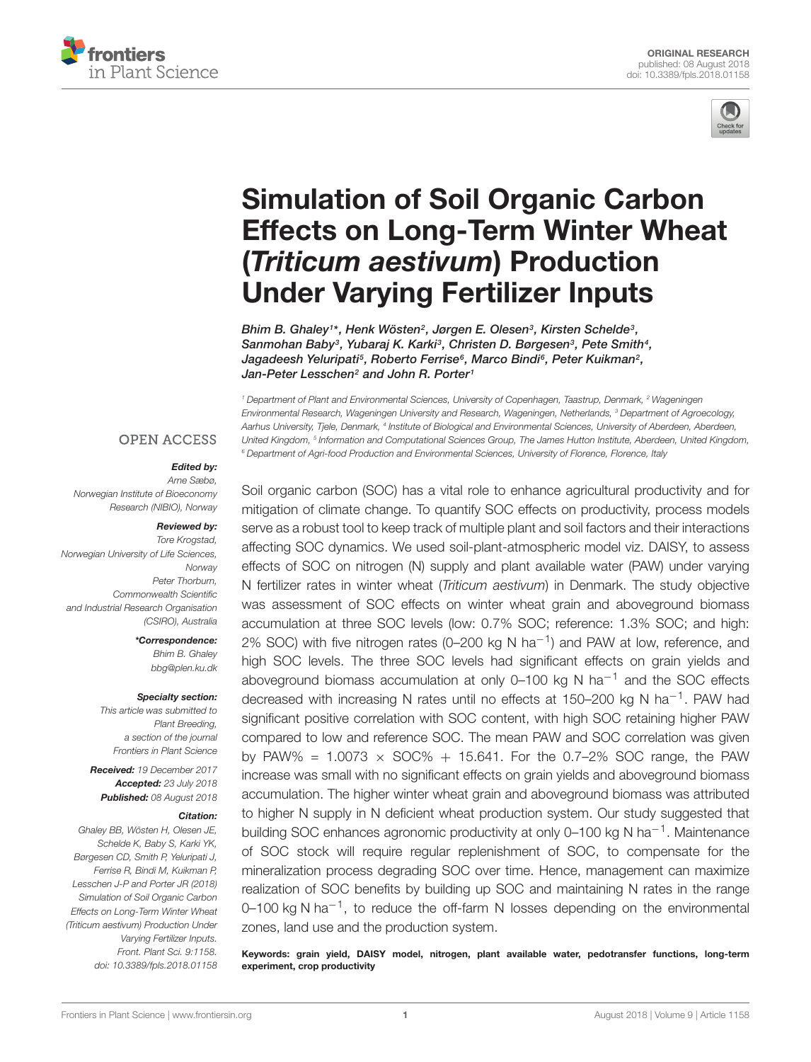ORIGINAL RESEARCH
published: 08 August 2018
doi: 10.3389/fpls.2018.01158

# Simulation of Soil Organic Carbon Effects on Long-Term Winter Wheat (*Triticum aestivum*) Production Under Varying Fertilizer Inputs

*Bhim B. Ghaley[1]\*, Henk Wösten[2], Jørgen E. Olesen[3], Kirsten Schelde[3], Sanmohan Baby[3], Yubaraj K. Karki[3], Christen D. Børgesen[3], Pete Smith[4], Jagadeesh Yeluripati[5], Roberto Ferrise[6], Marco Bindi[6], Peter Kuikman[2], Jan-Peter Lesschen[2] and John R. Porter[1]*

[1] Department of Plant and Environmental Sciences, University of Copenhagen, Taastrup, Denmark, [2] Wageningen Environmental Research, Wageningen University and Research, Wageningen, Netherlands, [3] Department of Agroecology, Aarhus University, Tjele, Denmark, [4] Institute of Biological and Environmental Sciences, University of Aberdeen, Aberdeen, United Kingdom, [5] Information and Computational Sciences Group, The James Hutton Institute, Aberdeen, United Kingdom, [6] Department of Agri-food Production and Environmental Sciences, University of Florence, Florence, Italy

OPEN ACCESS

**Edited by:**
Arne Sæbø,
Norwegian Institute of Bioeconomy Research (NIBIO), Norway

**Reviewed by:**
Tore Krogstad,
Norwegian University of Life Sciences, Norway
Peter Thorburn,
Commonwealth Scientific and Industrial Research Organisation (CSIRO), Australia

**\*Correspondence:**
Bhim B. Ghaley
bbg@plen.ku.dk

**Specialty section:**
This article was submitted to Plant Breeding, a section of the journal Frontiers in Plant Science

**Received:** 19 December 2017
**Accepted:** 23 July 2018
**Published:** 08 August 2018

**Citation:**
Ghaley BB, Wösten H, Olesen JE, Schelde K, Baby S, Karki YK, Børgesen CD, Smith P, Yeluripati J, Ferrise R, Bindi M, Kuikman P, Lesschen J-P and Porter JR (2018) Simulation of Soil Organic Carbon Effects on Long-Term Winter Wheat (Triticum aestivum) Production Under Varying Fertilizer Inputs. Front. Plant Sci. 9:1158. doi: 10.3389/fpls.2018.01158

Soil organic carbon (SOC) has a vital role to enhance agricultural productivity and for mitigation of climate change. To quantify SOC effects on productivity, process models serve as a robust tool to keep track of multiple plant and soil factors and their interactions affecting SOC dynamics. We used soil-plant-atmospheric model viz. DAISY, to assess effects of SOC on nitrogen (N) supply and plant available water (PAW) under varying N fertilizer rates in winter wheat (*Triticum aestivum*) in Denmark. The study objective was assessment of SOC effects on winter wheat grain and aboveground biomass accumulation at three SOC levels (low: 0.7% SOC; reference: 1.3% SOC; and high: 2% SOC) with five nitrogen rates (0–200 kg N $ha^{-1}$) and PAW at low, reference, and high SOC levels. The three SOC levels had significant effects on grain yields and aboveground biomass accumulation at only 0–100 kg N $ha^{-1}$ and the SOC effects decreased with increasing N rates until no effects at 150–200 kg N $ha^{-1}$. PAW had significant positive correlation with SOC content, with high SOC retaining higher PAW compared to low and reference SOC. The mean PAW and SOC correlation was given by PAW% = 1.0073 × SOC% + 15.641. For the 0.7–2% SOC range, the PAW increase was small with no significant effects on grain yields and aboveground biomass accumulation. The higher winter wheat grain and aboveground biomass was attributed to higher N supply in N deficient wheat production system. Our study suggested that building SOC enhances agronomic productivity at only 0–100 kg N $ha^{-1}$. Maintenance of SOC stock will require regular replenishment of SOC, to compensate for the mineralization process degrading SOC over time. Hence, management can maximize realization of SOC benefits by building up SOC and maintaining N rates in the range 0–100 kg N $ha^{-1}$, to reduce the off-farm N losses depending on the environmental zones, land use and the production system.

**Keywords:** grain yield, DAISY model, nitrogen, plant available water, pedotransfer functions, long-term experiment, crop productivity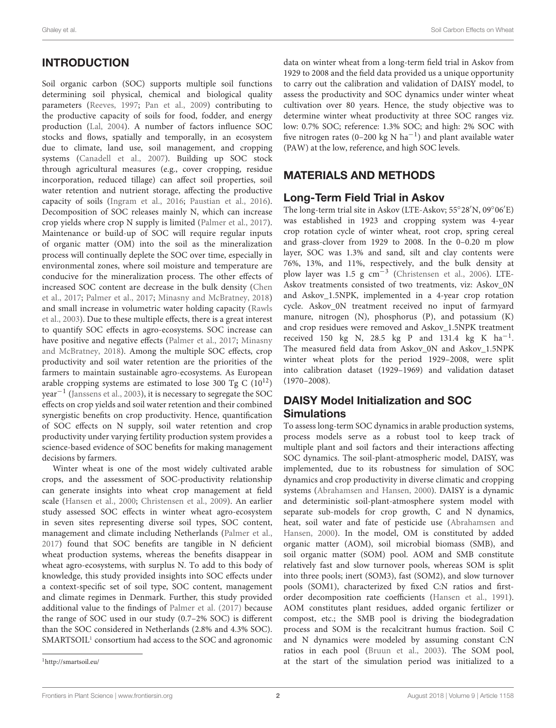## INTRODUCTION

Soil organic carbon (SOC) supports multiple soil functions determining soil physical, chemical and biological quality parameters (Reeves, 1997; Pan et al., 2009) contributing to the productive capacity of soils for food, fodder, and energy production (Lal, 2004). A number of factors influence SOC stocks and flows, spatially and temporally, in an ecosystem due to climate, land use, soil management, and cropping systems (Canadell et al., 2007). Building up SOC stock through agricultural measures (e.g., cover cropping, residue incorporation, reduced tillage) can affect soil properties, soil water retention and nutrient storage, affecting the productive capacity of soils (Ingram et al., 2016; Paustian et al., 2016). Decomposition of SOC releases mainly N, which can increase crop yields where crop N supply is limited (Palmer et al., 2017). Maintenance or build-up of SOC will require regular inputs of organic matter (OM) into the soil as the mineralization process will continually deplete the SOC over time, especially in environmental zones, where soil moisture and temperature are conducive for the mineralization process. The other effects of increased SOC content are decrease in the bulk density (Chen et al., 2017; Palmer et al., 2017; Minasny and McBratney, 2018) and small increase in volumetric water holding capacity (Rawls et al., 2003). Due to these multiple effects, there is a great interest to quantify SOC effects in agro-ecosystems. SOC increase can have positive and negative effects (Palmer et al., 2017; Minasny and McBratney, 2018). Among the multiple SOC effects, crop productivity and soil water retention are the priorities of the farmers to maintain sustainable agro-ecosystems. As European arable cropping systems are estimated to lose 300 Tg C ($10^{12}$) year$^{-1}$ (Janssens et al., 2003), it is necessary to segregate the SOC effects on crop yields and soil water retention and their combined synergistic benefits on crop productivity. Hence, quantification of SOC effects on N supply, soil water retention and crop productivity under varying fertility production system provides a science-based evidence of SOC benefits for making management decisions by farmers.

Winter wheat is one of the most widely cultivated arable crops, and the assessment of SOC-productivity relationship can generate insights into wheat crop management at field scale (Hansen et al., 2000; Christensen et al., 2009). An earlier study assessed SOC effects in winter wheat agro-ecosystem in seven sites representing diverse soil types, SOC content, management and climate including Netherlands (Palmer et al., 2017) found that SOC benefits are tangible in N deficient wheat production systems, whereas the benefits disappear in wheat agro-ecosystems, with surplus N. To add to this body of knowledge, this study provided insights into SOC effects under a context-specific set of soil type, SOC content, management and climate regimes in Denmark. Further, this study provided additional value to the findings of Palmer et al. (2017) because the range of SOC used in our study (0.7–2% SOC) is different than the SOC considered in Netherlands (2.8% and 4.3% SOC). SMARTSOIL[1] consortium had access to the SOC and agronomic data on winter wheat from a long-term field trial in Askov from 1929 to 2008 and the field data provided us a unique opportunity to carry out the calibration and validation of DAISY model, to assess the productivity and SOC dynamics under winter wheat cultivation over 80 years. Hence, the study objective was to determine winter wheat productivity at three SOC ranges viz. low: 0.7% SOC; reference: 1.3% SOC; and high: 2% SOC with five nitrogen rates (0–200 kg N ha$^{-1}$) and plant available water (PAW) at the low, reference, and high SOC levels.

[1]http://smartsoil.eu/

## MATERIALS AND METHODS

### Long-Term Field Trial in Askov

The long-term trial site in Askov (LTE-Askov; 55°28′N, 09°06′E) was established in 1923 and cropping system was 4-year crop rotation cycle of winter wheat, root crop, spring cereal and grass-clover from 1929 to 2008. In the 0–0.20 m plow layer, SOC was 1.3% and sand, silt and clay contents were 76%, 13%, and 11%, respectively, and the bulk density at plow layer was 1.5 g cm$^{-3}$ (Christensen et al., 2006). LTE-Askov treatments consisted of two treatments, viz: Askov_0N and Askov_1.5NPK, implemented in a 4-year crop rotation cycle. Askov_0N treatment received no input of farmyard manure, nitrogen (N), phosphorus (P), and potassium (K) and crop residues were removed and Askov_1.5NPK treatment received 150 kg N, 28.5 kg P and 131.4 kg K ha$^{-1}$. The measured field data from Askov_0N and Askov_1.5NPK winter wheat plots for the period 1929–2008, were split into calibration dataset (1929–1969) and validation dataset (1970–2008).

### DAISY Model Initialization and SOC Simulations

To assess long-term SOC dynamics in arable production systems, process models serve as a robust tool to keep track of multiple plant and soil factors and their interactions affecting SOC dynamics. The soil-plant-atmospheric model, DAISY, was implemented, due to its robustness for simulation of SOC dynamics and crop productivity in diverse climatic and cropping systems (Abrahamsen and Hansen, 2000). DAISY is a dynamic and deterministic soil-plant-atmosphere system model with separate sub-models for crop growth, C and N dynamics, heat, soil water and fate of pesticide use (Abrahamsen and Hansen, 2000). In the model, OM is constituted by added organic matter (AOM), soil microbial biomass (SMB), and soil organic matter (SOM) pool. AOM and SMB constitute relatively fast and slow turnover pools, whereas SOM is split into three pools; inert (SOM3), fast (SOM2), and slow turnover pools (SOM1), characterized by fixed C:N ratios and first-order decomposition rate coefficients (Hansen et al., 1991). AOM constitutes plant residues, added organic fertilizer or compost, etc.; the SMB pool is driving the biodegradation process and SOM is the recalcitrant humus fraction. Soil C and N dynamics were modeled by assuming constant C:N ratios in each pool (Bruun et al., 2003). The SOM pool, at the start of the simulation period was initialized to a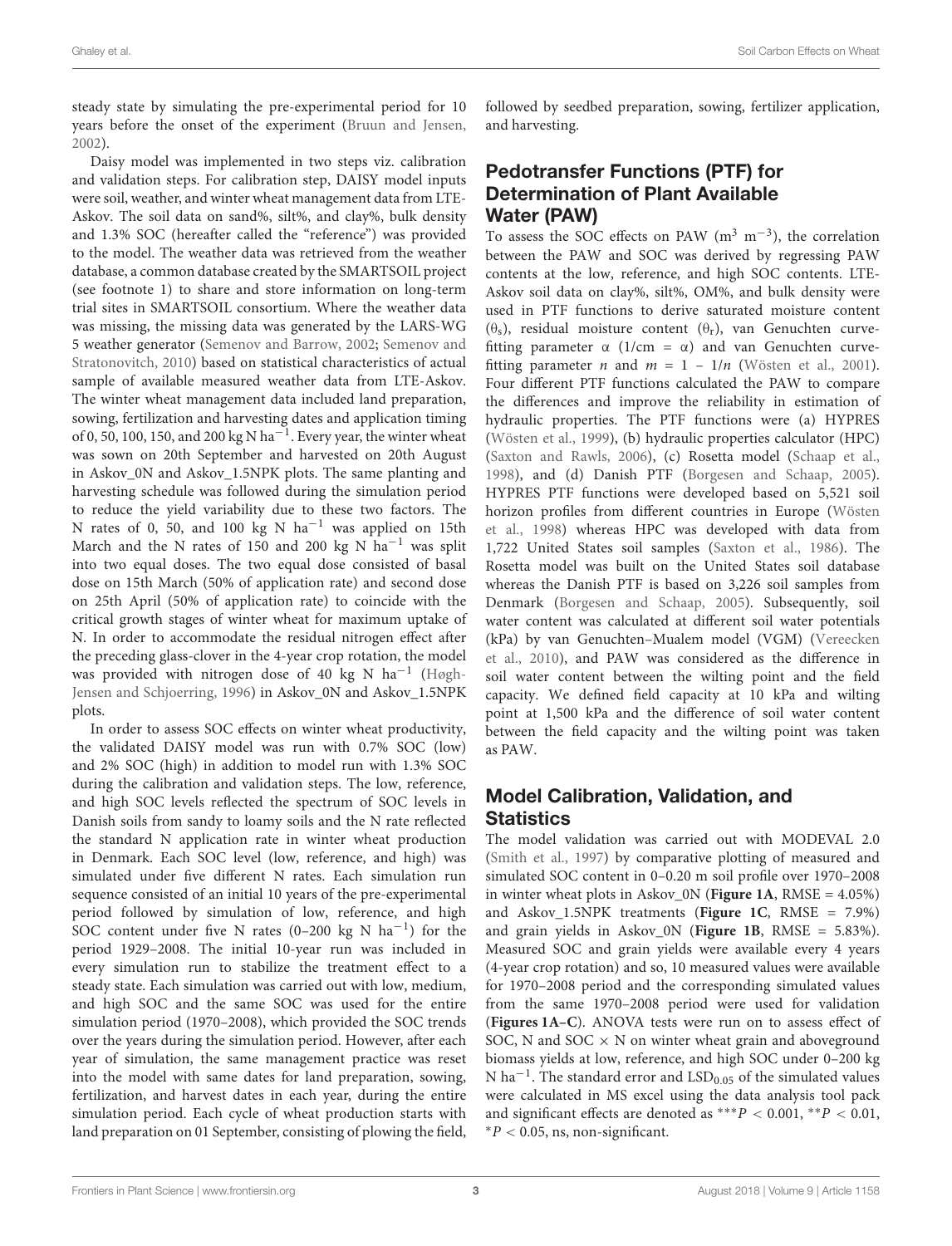steady state by simulating the pre-experimental period for 10 years before the onset of the experiment (Bruun and Jensen, 2002).

Daisy model was implemented in two steps viz. calibration and validation steps. For calibration step, DAISY model inputs were soil, weather, and winter wheat management data from LTE-Askov. The soil data on sand%, silt%, and clay%, bulk density and 1.3% SOC (hereafter called the "reference") was provided to the model. The weather data was retrieved from the weather database, a common database created by the SMARTSOIL project (see footnote 1) to share and store information on long-term trial sites in SMARTSOIL consortium. Where the weather data was missing, the missing data was generated by the LARS-WG 5 weather generator (Semenov and Barrow, 2002; Semenov and Stratonovitch, 2010) based on statistical characteristics of actual sample of available measured weather data from LTE-Askov. The winter wheat management data included land preparation, sowing, fertilization and harvesting dates and application timing of 0, 50, 100, 150, and 200 kg N $ha^{-1}$. Every year, the winter wheat was sown on 20th September and harvested on 20th August in Askov_0N and Askov_1.5NPK plots. The same planting and harvesting schedule was followed during the simulation period to reduce the yield variability due to these two factors. The N rates of 0, 50, and 100 kg N $ha^{-1}$ was applied on 15th March and the N rates of 150 and 200 kg N $ha^{-1}$ was split into two equal doses. The two equal dose consisted of basal dose on 15th March (50% of application rate) and second dose on 25th April (50% of application rate) to coincide with the critical growth stages of winter wheat for maximum uptake of N. In order to accommodate the residual nitrogen effect after the preceding glass-clover in the 4-year crop rotation, the model was provided with nitrogen dose of 40 kg N $ha^{-1}$ (Høgh-Jensen and Schjoerring, 1996) in Askov_0N and Askov_1.5NPK plots.

In order to assess SOC effects on winter wheat productivity, the validated DAISY model was run with 0.7% SOC (low) and 2% SOC (high) in addition to model run with 1.3% SOC during the calibration and validation steps. The low, reference, and high SOC levels reflected the spectrum of SOC levels in Danish soils from sandy to loamy soils and the N rate reflected the standard N application rate in winter wheat production in Denmark. Each SOC level (low, reference, and high) was simulated under five different N rates. Each simulation run sequence consisted of an initial 10 years of the pre-experimental period followed by simulation of low, reference, and high SOC content under five N rates (0–200 kg N $ha^{-1}$) for the period 1929–2008. The initial 10-year run was included in every simulation run to stabilize the treatment effect to a steady state. Each simulation was carried out with low, medium, and high SOC and the same SOC was used for the entire simulation period (1970–2008), which provided the SOC trends over the years during the simulation period. However, after each year of simulation, the same management practice was reset into the model with same dates for land preparation, sowing, fertilization, and harvest dates in each year, during the entire simulation period. Each cycle of wheat production starts with land preparation on 01 September, consisting of plowing the field, followed by seedbed preparation, sowing, fertilizer application, and harvesting.

## Pedotransfer Functions (PTF) for Determination of Plant Available Water (PAW)

To assess the SOC effects on PAW ($m^3$ $m^{-3}$), the correlation between the PAW and SOC was derived by regressing PAW contents at the low, reference, and high SOC contents. LTE-Askov soil data on clay%, silt%, OM%, and bulk density were used in PTF functions to derive saturated moisture content ($\theta_s$), residual moisture content ($\theta_r$), van Genuchten curve-fitting parameter $\alpha$ (1/cm = $\alpha$) and van Genuchten curve-fitting parameter $n$ and $m = 1 - 1/n$ (Wösten et al., 2001). Four different PTF functions calculated the PAW to compare the differences and improve the reliability in estimation of hydraulic properties. The PTF functions were (a) HYPRES (Wösten et al., 1999), (b) hydraulic properties calculator (HPC) (Saxton and Rawls, 2006), (c) Rosetta model (Schaap et al., 1998), and (d) Danish PTF (Borgesen and Schaap, 2005). HYPRES PTF functions were developed based on 5,521 soil horizon profiles from different countries in Europe (Wösten et al., 1998) whereas HPC was developed with data from 1,722 United States soil samples (Saxton et al., 1986). The Rosetta model was built on the United States soil database whereas the Danish PTF is based on 3,226 soil samples from Denmark (Borgesen and Schaap, 2005). Subsequently, soil water content was calculated at different soil water potentials (kPa) by van Genuchten–Mualem model (VGM) (Vereecken et al., 2010), and PAW was considered as the difference in soil water content between the wilting point and the field capacity. We defined field capacity at 10 kPa and wilting point at 1,500 kPa and the difference of soil water content between the field capacity and the wilting point was taken as PAW.

## Model Calibration, Validation, and Statistics

The model validation was carried out with MODEVAL 2.0 (Smith et al., 1997) by comparative plotting of measured and simulated SOC content in 0–0.20 m soil profile over 1970–2008 in winter wheat plots in Askov_0N (**Figure 1A**, RMSE = 4.05%) and Askov_1.5NPK treatments (**Figure 1C**, RMSE = 7.9%) and grain yields in Askov_0N (**Figure 1B**, RMSE = 5.83%). Measured SOC and grain yields were available every 4 years (4-year crop rotation) and so, 10 measured values were available for 1970–2008 period and the corresponding simulated values from the same 1970–2008 period were used for validation (**Figures 1A–C**). ANOVA tests were run on to assess effect of SOC, N and SOC × N on winter wheat grain and aboveground biomass yields at low, reference, and high SOC under 0–200 kg N $ha^{-1}$. The standard error and $LSD_{0.05}$ of the simulated values were calculated in MS excel using the data analysis tool pack and significant effects are denoted as $^{***}P < 0.001$, $^{**}P < 0.01$, $^{*}P < 0.05$, ns, non-significant.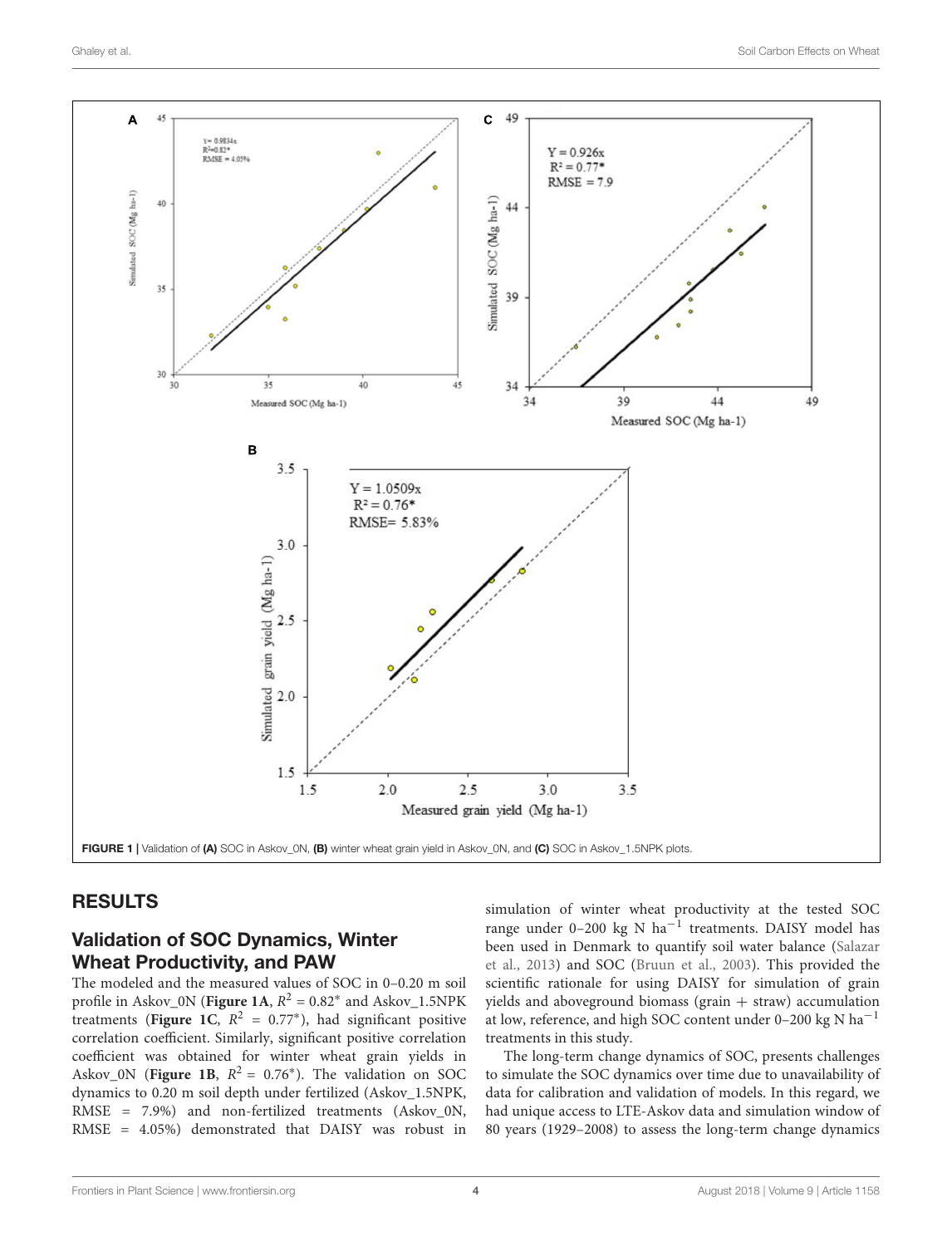FIGURE 1 | Validation of **(A)** SOC in Askov_0N, **(B)** winter wheat grain yield in Askov_0N, and **(C)** SOC in Askov_1.5NPK plots.

## RESULTS

### Validation of SOC Dynamics, Winter Wheat Productivity, and PAW

The modeled and the measured values of SOC in 0–0.20 m soil profile in Askov_0N (**Figure 1A**, $R^2 = 0.82^*$ and Askov_1.5NPK treatments (**Figure 1C**, $R^2 = 0.77^*$), had significant positive correlation coefficient. Similarly, significant positive correlation coefficient was obtained for winter wheat grain yields in Askov_0N (**Figure 1B**, $R^2 = 0.76^*$). The validation on SOC dynamics to 0.20 m soil depth under fertilized (Askov_1.5NPK, RMSE = 7.9%) and non-fertilized treatments (Askov_0N, RMSE = 4.05%) demonstrated that DAISY was robust in simulation of winter wheat productivity at the tested SOC range under 0–200 kg N $ha^{-1}$ treatments. DAISY model has been used in Denmark to quantify soil water balance (Salazar et al., 2013) and SOC (Bruun et al., 2003). This provided the scientific rationale for using DAISY for simulation of grain yields and aboveground biomass (grain + straw) accumulation at low, reference, and high SOC content under 0–200 kg N $ha^{-1}$ treatments in this study.

The long-term change dynamics of SOC, presents challenges to simulate the SOC dynamics over time due to unavailability of data for calibration and validation of models. In this regard, we had unique access to LTE-Askov data and simulation window of 80 years (1929–2008) to assess the long-term change dynamics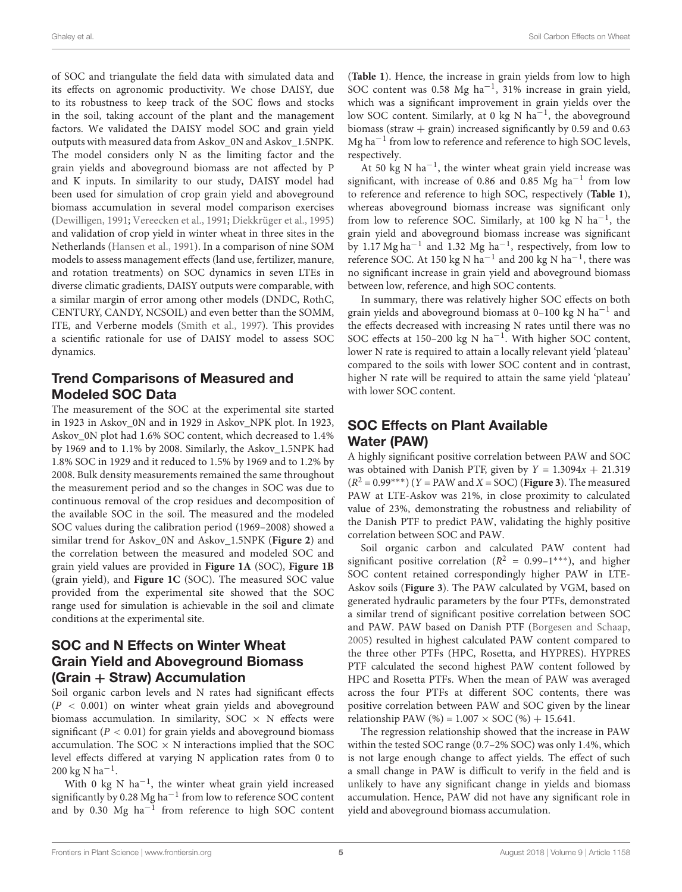of SOC and triangulate the field data with simulated data and its effects on agronomic productivity. We chose DAISY, due to its robustness to keep track of the SOC flows and stocks in the soil, taking account of the plant and the management factors. We validated the DAISY model SOC and grain yield outputs with measured data from Askov_0N and Askov_1.5NPK. The model considers only N as the limiting factor and the grain yields and aboveground biomass are not affected by P and K inputs. In similarity to our study, DAISY model had been used for simulation of crop grain yield and aboveground biomass accumulation in several model comparison exercises (Dewilligen, 1991; Vereecken et al., 1991; Diekkrüger et al., 1995) and validation of crop yield in winter wheat in three sites in the Netherlands (Hansen et al., 1991). In a comparison of nine SOM models to assess management effects (land use, fertilizer, manure, and rotation treatments) on SOC dynamics in seven LTEs in diverse climatic gradients, DAISY outputs were comparable, with a similar margin of error among other models (DNDC, RothC, CENTURY, CANDY, NCSOIL) and even better than the SOMM, ITE, and Verberne models (Smith et al., 1997). This provides a scientific rationale for use of DAISY model to assess SOC dynamics.

## Trend Comparisons of Measured and Modeled SOC Data

The measurement of the SOC at the experimental site started in 1923 in Askov_0N and in 1929 in Askov_NPK plot. In 1923, Askov_0N plot had 1.6% SOC content, which decreased to 1.4% by 1969 and to 1.1% by 2008. Similarly, the Askov_1.5NPK had 1.8% SOC in 1929 and it reduced to 1.5% by 1969 and to 1.2% by 2008. Bulk density measurements remained the same throughout the measurement period and so the changes in SOC was due to continuous removal of the crop residues and decomposition of the available SOC in the soil. The measured and the modeled SOC values during the calibration period (1969–2008) showed a similar trend for Askov_0N and Askov_1.5NPK (**Figure 2**) and the correlation between the measured and modeled SOC and grain yield values are provided in **Figure 1A** (SOC), **Figure 1B** (grain yield), and **Figure 1C** (SOC). The measured SOC value provided from the experimental site showed that the SOC range used for simulation is achievable in the soil and climate conditions at the experimental site.

## SOC and N Effects on Winter Wheat Grain Yield and Aboveground Biomass (Grain + Straw) Accumulation

Soil organic carbon levels and N rates had significant effects ($P < 0.001$) on winter wheat grain yields and aboveground biomass accumulation. In similarity, SOC × N effects were significant ($P < 0.01$) for grain yields and aboveground biomass accumulation. The SOC × N interactions implied that the SOC level effects differed at varying N application rates from 0 to 200 kg N ha$^{-1}$.

With 0 kg N ha$^{-1}$, the winter wheat grain yield increased significantly by 0.28 Mg ha$^{-1}$ from low to reference SOC content and by 0.30 Mg ha$^{-1}$ from reference to high SOC content (**Table 1**). Hence, the increase in grain yields from low to high SOC content was 0.58 Mg ha$^{-1}$, 31% increase in grain yield, which was a significant improvement in grain yields over the low SOC content. Similarly, at 0 kg N ha$^{-1}$, the aboveground biomass (straw + grain) increased significantly by 0.59 and 0.63 Mg ha$^{-1}$ from low to reference and reference to high SOC levels, respectively.

At 50 kg N ha$^{-1}$, the winter wheat grain yield increase was significant, with increase of 0.86 and 0.85 Mg ha$^{-1}$ from low to reference and reference to high SOC, respectively (**Table 1**), whereas aboveground biomass increase was significant only from low to reference SOC. Similarly, at 100 kg N ha$^{-1}$, the grain yield and aboveground biomass increase was significant by 1.17 Mg ha$^{-1}$ and 1.32 Mg ha$^{-1}$, respectively, from low to reference SOC. At 150 kg N ha$^{-1}$ and 200 kg N ha$^{-1}$, there was no significant increase in grain yield and aboveground biomass between low, reference, and high SOC contents.

In summary, there was relatively higher SOC effects on both grain yields and aboveground biomass at 0–100 kg N ha$^{-1}$ and the effects decreased with increasing N rates until there was no SOC effects at 150–200 kg N ha$^{-1}$. With higher SOC content, lower N rate is required to attain a locally relevant yield 'plateau' compared to the soils with lower SOC content and in contrast, higher N rate will be required to attain the same yield 'plateau' with lower SOC content.

## SOC Effects on Plant Available Water (PAW)

A highly significant positive correlation between PAW and SOC was obtained with Danish PTF, given by $Y = 1.3094x + 21.319$ ($R^2 = 0.99^{***}$) ($Y$ = PAW and $X$ = SOC) (**Figure 3**). The measured PAW at LTE-Askov was 21%, in close proximity to calculated value of 23%, demonstrating the robustness and reliability of the Danish PTF to predict PAW, validating the highly positive correlation between SOC and PAW.

Soil organic carbon and calculated PAW content had significant positive correlation ($R^2 = 0.99$–$1^{***}$), and higher SOC content retained correspondingly higher PAW in LTE-Askov soils (**Figure 3**). The PAW calculated by VGM, based on generated hydraulic parameters by the four PTFs, demonstrated a similar trend of significant positive correlation between SOC and PAW. PAW based on Danish PTF (Borgesen and Schaap, 2005) resulted in highest calculated PAW content compared to the three other PTFs (HPC, Rosetta, and HYPRES). HYPRES PTF calculated the second highest PAW content followed by HPC and Rosetta PTFs. When the mean of PAW was averaged across the four PTFs at different SOC contents, there was positive correlation between PAW and SOC given by the linear relationship PAW (%) = 1.007 × SOC (%) + 15.641.

The regression relationship showed that the increase in PAW within the tested SOC range (0.7–2% SOC) was only 1.4%, which is not large enough change to affect yields. The effect of such a small change in PAW is difficult to verify in the field and is unlikely to have any significant change in yields and biomass accumulation. Hence, PAW did not have any significant role in yield and aboveground biomass accumulation.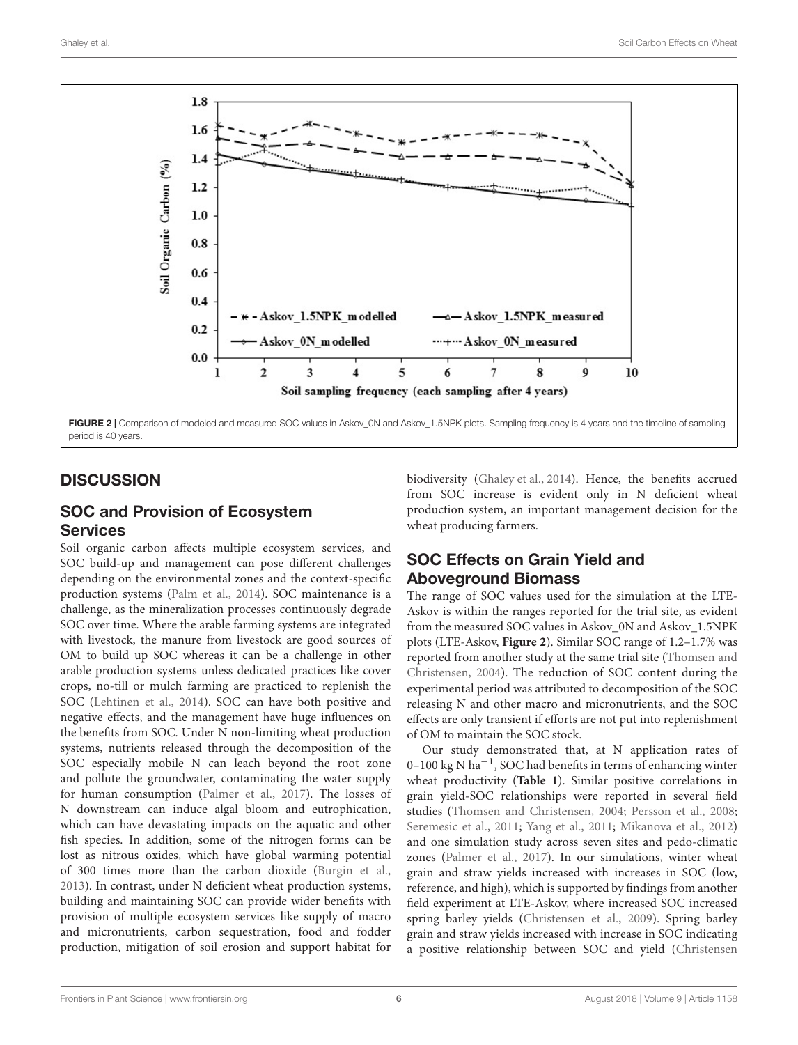FIGURE 2 | Comparison of modeled and measured SOC values in Askov_0N and Askov_1.5NPK plots. Sampling frequency is 4 years and the timeline of sampling period is 40 years.

## DISCUSSION

### SOC and Provision of Ecosystem Services

Soil organic carbon affects multiple ecosystem services, and SOC build-up and management can pose different challenges depending on the environmental zones and the context-specific production systems (Palm et al., 2014). SOC maintenance is a challenge, as the mineralization processes continuously degrade SOC over time. Where the arable farming systems are integrated with livestock, the manure from livestock are good sources of OM to build up SOC whereas it can be a challenge in other arable production systems unless dedicated practices like cover crops, no-till or mulch farming are practiced to replenish the SOC (Lehtinen et al., 2014). SOC can have both positive and negative effects, and the management have huge influences on the benefits from SOC. Under N non-limiting wheat production systems, nutrients released through the decomposition of the SOC especially mobile N can leach beyond the root zone and pollute the groundwater, contaminating the water supply for human consumption (Palmer et al., 2017). The losses of N downstream can induce algal bloom and eutrophication, which can have devastating impacts on the aquatic and other fish species. In addition, some of the nitrogen forms can be lost as nitrous oxides, which have global warming potential of 300 times more than the carbon dioxide (Burgin et al., 2013). In contrast, under N deficient wheat production systems, building and maintaining SOC can provide wider benefits with provision of multiple ecosystem services like supply of macro and micronutrients, carbon sequestration, food and fodder production, mitigation of soil erosion and support habitat for biodiversity (Ghaley et al., 2014). Hence, the benefits accrued from SOC increase is evident only in N deficient wheat production system, an important management decision for the wheat producing farmers.

### SOC Effects on Grain Yield and Aboveground Biomass

The range of SOC values used for the simulation at the LTE-Askov is within the ranges reported for the trial site, as evident from the measured SOC values in Askov_0N and Askov_1.5NPK plots (LTE-Askov, **Figure 2**). Similar SOC range of 1.2–1.7% was reported from another study at the same trial site (Thomsen and Christensen, 2004). The reduction of SOC content during the experimental period was attributed to decomposition of the SOC releasing N and other macro and micronutrients, and the SOC effects are only transient if efforts are not put into replenishment of OM to maintain the SOC stock.

Our study demonstrated that, at N application rates of 0–100 kg N $ha^{-1}$, SOC had benefits in terms of enhancing winter wheat productivity (**Table 1**). Similar positive correlations in grain yield-SOC relationships were reported in several field studies (Thomsen and Christensen, 2004; Persson et al., 2008; Seremesic et al., 2011; Yang et al., 2011; Mikanova et al., 2012) and one simulation study across seven sites and pedo-climatic zones (Palmer et al., 2017). In our simulations, winter wheat grain and straw yields increased with increases in SOC (low, reference, and high), which is supported by findings from another field experiment at LTE-Askov, where increased SOC increased spring barley yields (Christensen et al., 2009). Spring barley grain and straw yields increased with increase in SOC indicating a positive relationship between SOC and yield (Christensen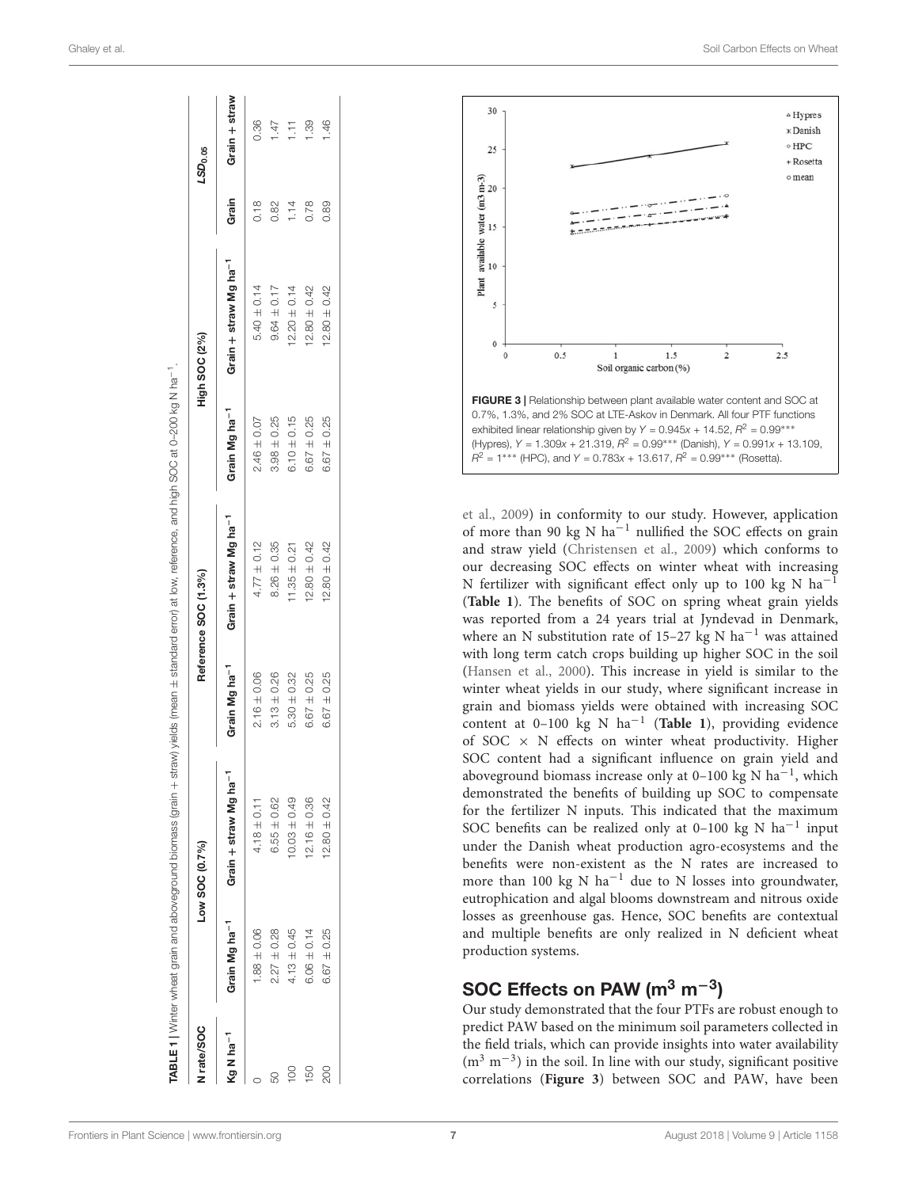**TABLE 1** | Winter wheat grain and aboveground biomass (grain + straw) yields (mean ± standard error) at low, reference, and high SOC at 0–200 kg N $ha^{-1}$.

| N rate/SOC | Low SOC (0.7%) | | Reference SOC (1.3%) | | High SOC (2%) | | $LSD_{0.05}$ | |
|---|---|---|---|---|---|---|---|---|
| Kg N $ha^{-1}$ | Grain Mg $ha^{-1}$ | Grain + straw Mg $ha^{-1}$ | Grain Mg $ha^{-1}$ | Grain + straw Mg $ha^{-1}$ | Grain Mg $ha^{-1}$ | Grain + straw Mg $ha^{-1}$ | Grain | Grain + straw |
| 0 | 1.88 ± 0.06 | 4.18 ± 0.11 | 2.16 ± 0.06 | 4.77 ± 0.12 | 2.46 ± 0.07 | 5.40 ± 0.14 | 0.18 | 0.36 |
| 50 | 2.27 ± 0.28 | 6.55 ± 0.62 | 3.13 ± 0.26 | 8.26 ± 0.35 | 3.98 ± 0.25 | 9.64 ± 0.17 | 0.82 | 1.47 |
| 100 | 4.13 ± 0.45 | 10.03 ± 0.49 | 5.30 ± 0.32 | 11.35 ± 0.21 | 6.10 ± 0.15 | 12.20 ± 0.14 | 1.14 | 1.11 |
| 150 | 6.06 ± 0.14 | 12.16 ± 0.36 | 6.67 ± 0.25 | 12.80 ± 0.42 | 6.67 ± 0.25 | 12.80 ± 0.42 | 0.78 | 1.39 |
| 200 | 6.67 ± 0.25 | 12.80 ± 0.42 | 6.67 ± 0.25 | 12.80 ± 0.42 | 6.67 ± 0.25 | 12.80 ± 0.42 | 0.89 | 1.46 |

**FIGURE 3** | Relationship between plant available water content and SOC at 0.7%, 1.3%, and 2% SOC at LTE-Askov in Denmark. All four PTF functions exhibited linear relationship given by $Y = 0.945x + 14.52$, $R^2 = 0.99^{***}$ (Hypres), $Y = 1.309x + 21.319$, $R^2 = 0.99^{***}$ (Danish), $Y = 0.991x + 13.109$, $R^2 = 1^{***}$ (HPC), and $Y = 0.783x + 13.617$, $R^2 = 0.99^{***}$ (Rosetta).

et al., 2009) in conformity to our study. However, application of more than 90 kg N $ha^{-1}$ nullified the SOC effects on grain and straw yield (Christensen et al., 2009) which conforms to our decreasing SOC effects on winter wheat with increasing N fertilizer with significant effect only up to 100 kg N $ha^{-1}$ (**Table 1**). The benefits of SOC on spring wheat grain yields was reported from a 24 years trial at Jyndevad in Denmark, where an N substitution rate of 15–27 kg N $ha^{-1}$ was attained with long term catch crops building up higher SOC in the soil (Hansen et al., 2000). This increase in yield is similar to the winter wheat yields in our study, where significant increase in grain and biomass yields were obtained with increasing SOC content at 0–100 kg N $ha^{-1}$ (**Table 1**), providing evidence of SOC × N effects on winter wheat productivity. Higher SOC content had a significant influence on grain yield and aboveground biomass increase only at 0–100 kg N $ha^{-1}$, which demonstrated the benefits of building up SOC to compensate for the fertilizer N inputs. This indicated that the maximum SOC benefits can be realized only at 0–100 kg N $ha^{-1}$ input under the Danish wheat production agro-ecosystems and the benefits were non-existent as the N rates are increased to more than 100 kg N $ha^{-1}$ due to N losses into groundwater, eutrophication and algal blooms downstream and nitrous oxide losses as greenhouse gas. Hence, SOC benefits are contextual and multiple benefits are only realized in N deficient wheat production systems.

## SOC Effects on PAW ($m^3$ $m^{-3}$)

Our study demonstrated that the four PTFs are robust enough to predict PAW based on the minimum soil parameters collected in the field trials, which can provide insights into water availability ($m^3$ $m^{-3}$) in the soil. In line with our study, significant positive correlations (**Figure 3**) between SOC and PAW, have been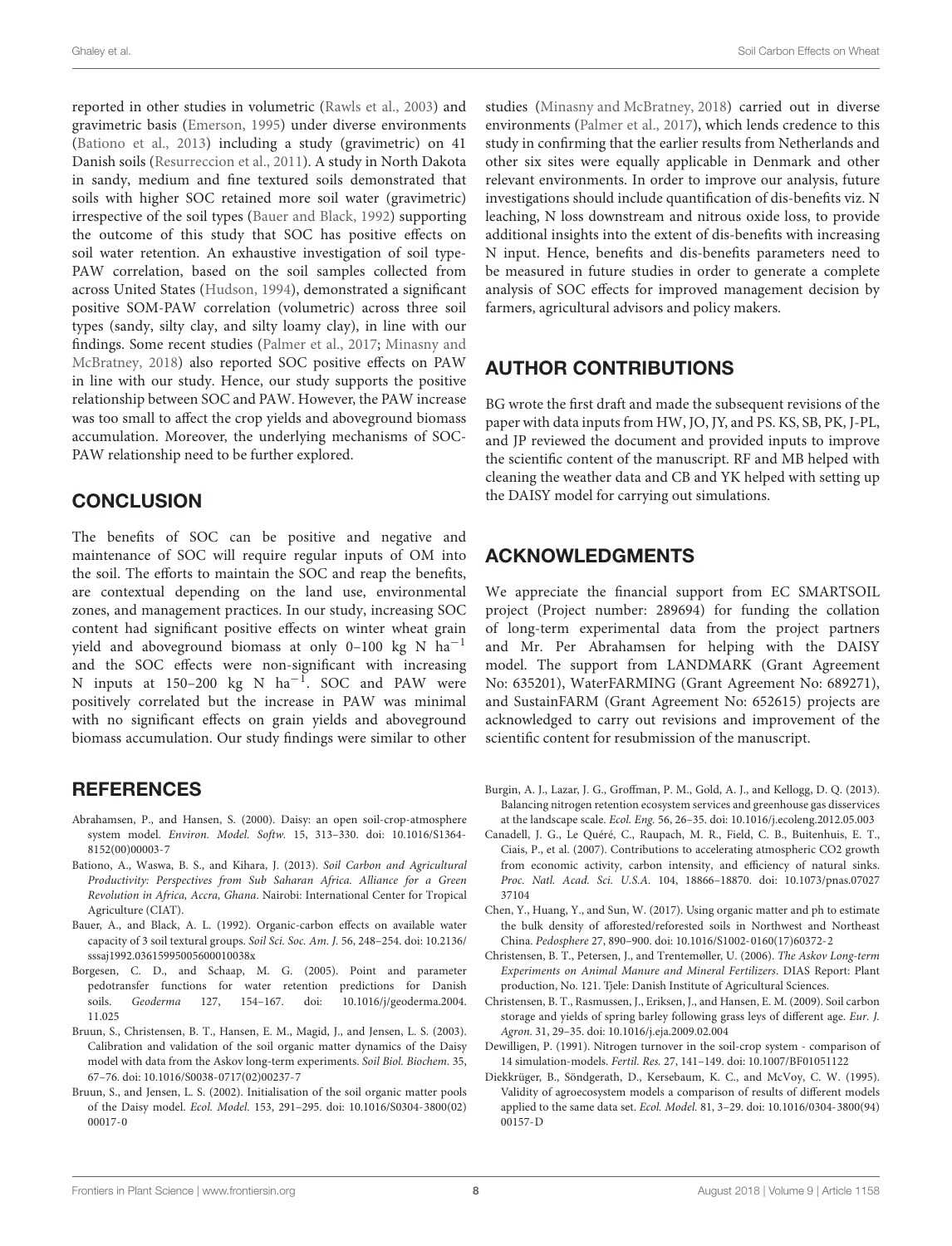reported in other studies in volumetric (Rawls et al., 2003) and gravimetric basis (Emerson, 1995) under diverse environments (Bationo et al., 2013) including a study (gravimetric) on 41 Danish soils (Resurreccion et al., 2011). A study in North Dakota in sandy, medium and fine textured soils demonstrated that soils with higher SOC retained more soil water (gravimetric) irrespective of the soil types (Bauer and Black, 1992) supporting the outcome of this study that SOC has positive effects on soil water retention. An exhaustive investigation of soil type-PAW correlation, based on the soil samples collected from across United States (Hudson, 1994), demonstrated a significant positive SOM-PAW correlation (volumetric) across three soil types (sandy, silty clay, and silty loamy clay), in line with our findings. Some recent studies (Palmer et al., 2017; Minasny and McBratney, 2018) also reported SOC positive effects on PAW in line with our study. Hence, our study supports the positive relationship between SOC and PAW. However, the PAW increase was too small to affect the crop yields and aboveground biomass accumulation. Moreover, the underlying mechanisms of SOC-PAW relationship need to be further explored.

## CONCLUSION

The benefits of SOC can be positive and negative and maintenance of SOC will require regular inputs of OM into the soil. The efforts to maintain the SOC and reap the benefits, are contextual depending on the land use, environmental zones, and management practices. In our study, increasing SOC content had significant positive effects on winter wheat grain yield and aboveground biomass at only 0–100 kg N $ha^{-1}$ and the SOC effects were non-significant with increasing N inputs at 150–200 kg N $ha^{-1}$. SOC and PAW were positively correlated but the increase in PAW was minimal with no significant effects on grain yields and aboveground biomass accumulation. Our study findings were similar to other studies (Minasny and McBratney, 2018) carried out in diverse environments (Palmer et al., 2017), which lends credence to this study in confirming that the earlier results from Netherlands and other six sites were equally applicable in Denmark and other relevant environments. In order to improve our analysis, future investigations should include quantification of dis-benefits viz. N leaching, N loss downstream and nitrous oxide loss, to provide additional insights into the extent of dis-benefits with increasing N input. Hence, benefits and dis-benefits parameters need to be measured in future studies in order to generate a complete analysis of SOC effects for improved management decision by farmers, agricultural advisors and policy makers.

## AUTHOR CONTRIBUTIONS

BG wrote the first draft and made the subsequent revisions of the paper with data inputs from HW, JO, JY, and PS. KS, SB, PK, J-PL, and JP reviewed the document and provided inputs to improve the scientific content of the manuscript. RF and MB helped with cleaning the weather data and CB and YK helped with setting up the DAISY model for carrying out simulations.

## ACKNOWLEDGMENTS

We appreciate the financial support from EC SMARTSOIL project (Project number: 289694) for funding the collation of long-term experimental data from the project partners and Mr. Per Abrahamsen for helping with the DAISY model. The support from LANDMARK (Grant Agreement No: 635201), WaterFARMING (Grant Agreement No: 689271), and SustainFARM (Grant Agreement No: 652615) projects are acknowledged to carry out revisions and improvement of the scientific content for resubmission of the manuscript.

## REFERENCES

Abrahamsen, P., and Hansen, S. (2000). Daisy: an open soil-crop-atmosphere system model. *Environ. Model. Softw.* 15, 313–330. doi: 10.1016/S1364-8152(00)00003-7

Bationo, A., Waswa, B. S., and Kihara, J. (2013). *Soil Carbon and Agricultural Productivity: Perspectives from Sub Saharan Africa. Alliance for a Green Revolution in Africa, Accra, Ghana*. Nairobi: International Center for Tropical Agriculture (CIAT).

Bauer, A., and Black, A. L. (1992). Organic-carbon effects on available water capacity of 3 soil textural groups. *Soil Sci. Soc. Am. J.* 56, 248–254. doi: 10.2136/sssaj1992.03615995005600010038x

Borgesen, C. D., and Schaap, M. G. (2005). Point and parameter pedotransfer functions for water retention predictions for Danish soils. *Geoderma* 127, 154–167. doi: 10.1016/j/geoderma.2004.11.025

Bruun, S., Christensen, B. T., Hansen, E. M., Magid, J., and Jensen, L. S. (2003). Calibration and validation of the soil organic matter dynamics of the Daisy model with data from the Askov long-term experiments. *Soil Biol. Biochem.* 35, 67–76. doi: 10.1016/S0038-0717(02)00237-7

Bruun, S., and Jensen, L. S. (2002). Initialisation of the soil organic matter pools of the Daisy model. *Ecol. Model.* 153, 291–295. doi: 10.1016/S0304-3800(02)00017-0

Burgin, A. J., Lazar, J. G., Groffman, P. M., Gold, A. J., and Kellogg, D. Q. (2013). Balancing nitrogen retention ecosystem services and greenhouse gas disservices at the landscape scale. *Ecol. Eng.* 56, 26–35. doi: 10.1016/j.ecoleng.2012.05.003

Canadell, J. G., Le Quéré, C., Raupach, M. R., Field, C. B., Buitenhuis, E. T., Ciais, P., et al. (2007). Contributions to accelerating atmospheric CO2 growth from economic activity, carbon intensity, and efficiency of natural sinks. *Proc. Natl. Acad. Sci. U.S.A.* 104, 18866–18870. doi: 10.1073/pnas.0702737104

Chen, Y., Huang, Y., and Sun, W. (2017). Using organic matter and ph to estimate the bulk density of afforested/reforested soils in Northwest and Northeast China. *Pedosphere* 27, 890–900. doi: 10.1016/S1002-0160(17)60372-2

Christensen, B. T., Petersen, J., and Trentemøller, U. (2006). *The Askov Long-term Experiments on Animal Manure and Mineral Fertilizers*. DIAS Report: Plant production, No. 121. Tjele: Danish Institute of Agricultural Sciences.

Christensen, B. T., Rasmussen, J., Eriksen, J., and Hansen, E. M. (2009). Soil carbon storage and yields of spring barley following grass leys of different age. *Eur. J. Agron.* 31, 29–35. doi: 10.1016/j.eja.2009.02.004

Dewilligen, P. (1991). Nitrogen turnover in the soil-crop system - comparison of 14 simulation-models. *Fertil. Res.* 27, 141–149. doi: 10.1007/BF01051122

Diekkrüger, B., Söndgerath, D., Kersebaum, K. C., and McVoy, C. W. (1995). Validity of agroecosystem models a comparison of results of different models applied to the same data set. *Ecol. Model.* 81, 3–29. doi: 10.1016/0304-3800(94)00157-D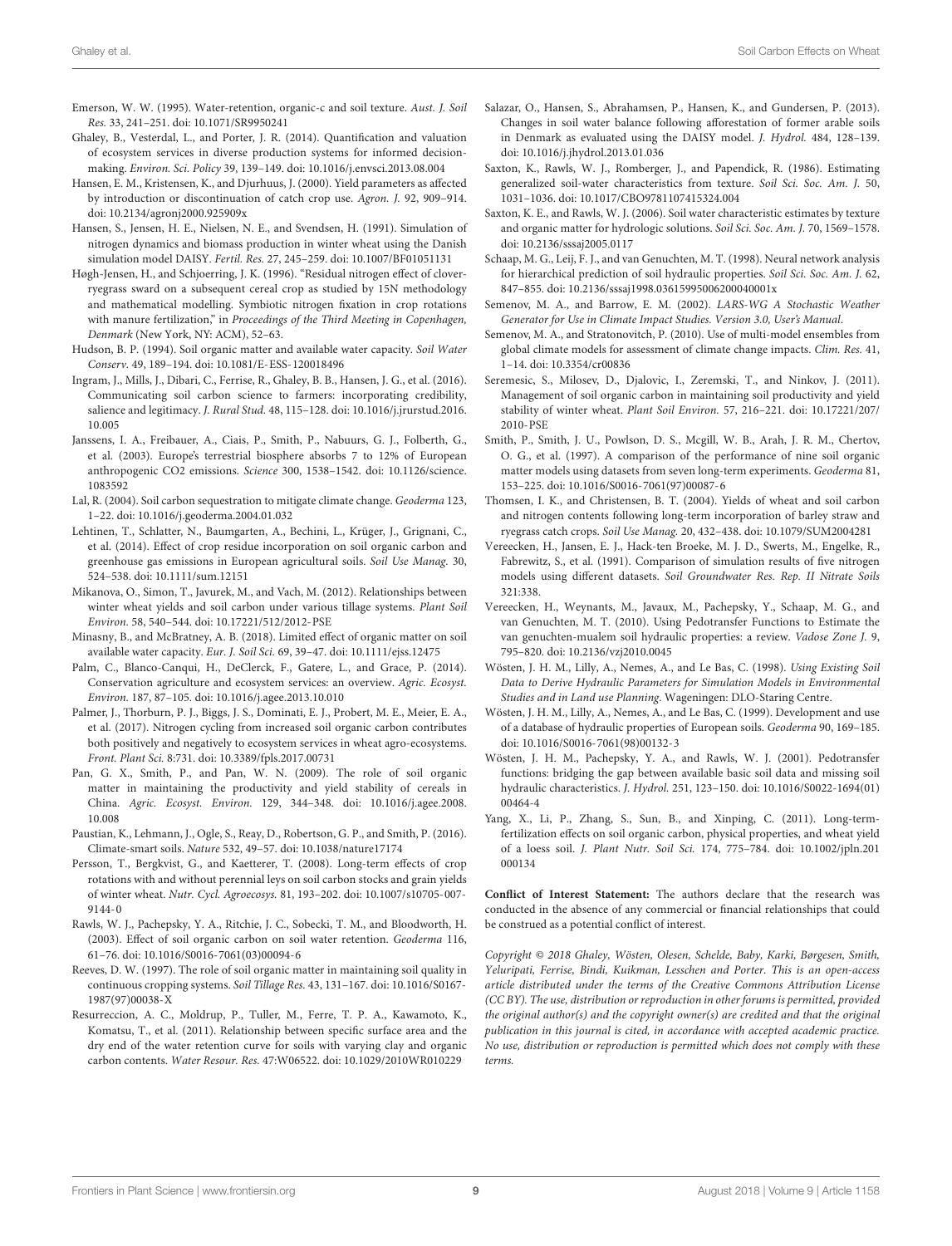Emerson, W. W. (1995). Water-retention, organic-c and soil texture. *Aust. J. Soil Res.* 33, 241–251. doi: 10.1071/SR9950241

Ghaley, B., Vesterdal, L., and Porter, J. R. (2014). Quantification and valuation of ecosystem services in diverse production systems for informed decision-making. *Environ. Sci. Policy* 39, 139–149. doi: 10.1016/j.envsci.2013.08.004

Hansen, E. M., Kristensen, K., and Djurhuus, J. (2000). Yield parameters as affected by introduction or discontinuation of catch crop use. *Agron. J.* 92, 909–914. doi: 10.2134/agronj2000.925909x

Hansen, S., Jensen, H. E., Nielsen, N. E., and Svendsen, H. (1991). Simulation of nitrogen dynamics and biomass production in winter wheat using the Danish simulation model DAISY. *Fertil. Res.* 27, 245–259. doi: 10.1007/BF01051131

Høgh-Jensen, H., and Schjoerring, J. K. (1996). "Residual nitrogen effect of clover-ryegrass sward on a subsequent cereal crop as studied by 15N methodology and mathematical modelling. Symbiotic nitrogen fixation in crop rotations with manure fertilization," in *Proceedings of the Third Meeting in Copenhagen, Denmark* (New York, NY: ACM), 52–63.

Hudson, B. P. (1994). Soil organic matter and available water capacity. *Soil Water Conserv.* 49, 189–194. doi: 10.1081/E-ESS-120018496

Ingram, J., Mills, J., Dibari, C., Ferrise, R., Ghaley, B. B., Hansen, J. G., et al. (2016). Communicating soil carbon science to farmers: incorporating credibility, salience and legitimacy. *J. Rural Stud.* 48, 115–128. doi: 10.1016/j.jrurstud.2016.10.005

Janssens, I. A., Freibauer, A., Ciais, P., Smith, P., Nabuurs, G. J., Folberth, G., et al. (2003). Europe's terrestrial biosphere absorbs 7 to 12% of European anthropogenic CO2 emissions. *Science* 300, 1538–1542. doi: 10.1126/science.1083592

Lal, R. (2004). Soil carbon sequestration to mitigate climate change. *Geoderma* 123, 1–22. doi: 10.1016/j.geoderma.2004.01.032

Lehtinen, T., Schlatter, N., Baumgarten, A., Bechini, L., Krüger, J., Grignani, C., et al. (2014). Effect of crop residue incorporation on soil organic carbon and greenhouse gas emissions in European agricultural soils. *Soil Use Manag.* 30, 524–538. doi: 10.1111/sum.12151

Mikanova, O., Simon, T., Javurek, M., and Vach, M. (2012). Relationships between winter wheat yields and soil carbon under various tillage systems. *Plant Soil Environ.* 58, 540–544. doi: 10.17221/512/2012-PSE

Minasny, B., and McBratney, A. B. (2018). Limited effect of organic matter on soil available water capacity. *Eur. J. Soil Sci.* 69, 39–47. doi: 10.1111/ejss.12475

Palm, C., Blanco-Canqui, H., DeClerck, F., Gatere, L., and Grace, P. (2014). Conservation agriculture and ecosystem services: an overview. *Agric. Ecosyst. Environ.* 187, 87–105. doi: 10.1016/j.agee.2013.10.010

Palmer, J., Thorburn, P. J., Biggs, J. S., Dominati, E. J., Probert, M. E., Meier, E. A., et al. (2017). Nitrogen cycling from increased soil organic carbon contributes both positively and negatively to ecosystem services in wheat agro-ecosystems. *Front. Plant Sci.* 8:731. doi: 10.3389/fpls.2017.00731

Pan, G. X., Smith, P., and Pan, W. N. (2009). The role of soil organic matter in maintaining the productivity and yield stability of cereals in China. *Agric. Ecosyst. Environ.* 129, 344–348. doi: 10.1016/j.agee.2008.10.008

Paustian, K., Lehmann, J., Ogle, S., Reay, D., Robertson, G. P., and Smith, P. (2016). Climate-smart soils. *Nature* 532, 49–57. doi: 10.1038/nature17174

Persson, T., Bergkvist, G., and Kaetterer, T. (2008). Long-term effects of crop rotations with and without perennial leys on soil carbon stocks and grain yields of winter wheat. *Nutr. Cycl. Agroecosys.* 81, 193–202. doi: 10.1007/s10705-007-9144-0

Rawls, W. J., Pachepsky, Y. A., Ritchie, J. C., Sobecki, T. M., and Bloodworth, H. (2003). Effect of soil organic carbon on soil water retention. *Geoderma* 116, 61–76. doi: 10.1016/S0016-7061(03)00094-6

Reeves, D. W. (1997). The role of soil organic matter in maintaining soil quality in continuous cropping systems. *Soil Tillage Res.* 43, 131–167. doi: 10.1016/S0167-1987(97)00038-X

Resurreccion, A. C., Moldrup, P., Tuller, M., Ferre, T. P. A., Kawamoto, K., Komatsu, T., et al. (2011). Relationship between specific surface area and the dry end of the water retention curve for soils with varying clay and organic carbon contents. *Water Resour. Res.* 47:W06522. doi: 10.1029/2010WR010229

Salazar, O., Hansen, S., Abrahamsen, P., Hansen, K., and Gundersen, P. (2013). Changes in soil water balance following afforestation of former arable soils in Denmark as evaluated using the DAISY model. *J. Hydrol.* 484, 128–139. doi: 10.1016/j.jhydrol.2013.01.036

Saxton, K., Rawls, W. J., Romberger, J., and Papendick, R. (1986). Estimating generalized soil-water characteristics from texture. *Soil Sci. Soc. Am. J.* 50, 1031–1036. doi: 10.1017/CBO9781107415324.004

Saxton, K. E., and Rawls, W. J. (2006). Soil water characteristic estimates by texture and organic matter for hydrologic solutions. *Soil Sci. Soc. Am. J.* 70, 1569–1578. doi: 10.2136/sssaj2005.0117

Schaap, M. G., Leij, F. J., and van Genuchten, M. T. (1998). Neural network analysis for hierarchical prediction of soil hydraulic properties. *Soil Sci. Soc. Am. J.* 62, 847–855. doi: 10.2136/sssaj1998.03615995006200040001x

Semenov, M. A., and Barrow, E. M. (2002). *LARS-WG A Stochastic Weather Generator for Use in Climate Impact Studies. Version 3.0, User's Manual.*

Semenov, M. A., and Stratonovitch, P. (2010). Use of multi-model ensembles from global climate models for assessment of climate change impacts. *Clim. Res.* 41, 1–14. doi: 10.3354/cr00836

Seremesic, S., Milosev, D., Djalovic, I., Zeremski, T., and Ninkov, J. (2011). Management of soil organic carbon in maintaining soil productivity and yield stability of winter wheat. *Plant Soil Environ.* 57, 216–221. doi: 10.17221/207/2010-PSE

Smith, P., Smith, J. U., Powlson, D. S., Mcgill, W. B., Arah, J. R. M., Chertov, O. G., et al. (1997). A comparison of the performance of nine soil organic matter models using datasets from seven long-term experiments. *Geoderma* 81, 153–225. doi: 10.1016/S0016-7061(97)00087-6

Thomsen, I. K., and Christensen, B. T. (2004). Yields of wheat and soil carbon and nitrogen contents following long-term incorporation of barley straw and ryegrass catch crops. *Soil Use Manag.* 20, 432–438. doi: 10.1079/SUM2004281

Vereecken, H., Jansen, E. J., Hack-ten Broeke, M. J. D., Swerts, M., Engelke, R., Fabrewitz, S., et al. (1991). Comparison of simulation results of five nitrogen models using different datasets. *Soil Groundwater Res. Rep. II Nitrate Soils* 321:338.

Vereecken, H., Weynants, M., Javaux, M., Pachepsky, Y., Schaap, M. G., and van Genuchten, M. T. (2010). Using Pedotransfer Functions to Estimate the van genuchten-mualem soil hydraulic properties: a review. *Vadose Zone J.* 9, 795–820. doi: 10.2136/vzj2010.0045

Wösten, J. H. M., Lilly, A., Nemes, A., and Le Bas, C. (1998). *Using Existing Soil Data to Derive Hydraulic Parameters for Simulation Models in Environmental Studies and in Land use Planning.* Wageningen: DLO-Staring Centre.

Wösten, J. H. M., Lilly, A., Nemes, A., and Le Bas, C. (1999). Development and use of a database of hydraulic properties of European soils. *Geoderma* 90, 169–185. doi: 10.1016/S0016-7061(98)00132-3

Wösten, J. H. M., Pachepsky, Y. A., and Rawls, W. J. (2001). Pedotransfer functions: bridging the gap between available basic soil data and missing soil hydraulic characteristics. *J. Hydrol.* 251, 123–150. doi: 10.1016/S0022-1694(01)00464-4

Yang, X., Li, P., Zhang, S., Sun, B., and Xinping, C. (2011). Long-term-fertilization effects on soil organic carbon, physical properties, and wheat yield of a loess soil. *J. Plant Nutr. Soil Sci.* 174, 775–784. doi: 10.1002/jpln.201000134

**Conflict of Interest Statement:** The authors declare that the research was conducted in the absence of any commercial or financial relationships that could be construed as a potential conflict of interest.

*Copyright © 2018 Ghaley, Wösten, Olesen, Schelde, Baby, Karki, Børgesen, Smith, Yeluripati, Ferrise, Bindi, Kuikman, Lesschen and Porter. This is an open-access article distributed under the terms of the Creative Commons Attribution License (CC BY). The use, distribution or reproduction in other forums is permitted, provided the original author(s) and the copyright owner(s) are credited and that the original publication in this journal is cited, in accordance with accepted academic practice. No use, distribution or reproduction is permitted which does not comply with these terms.*